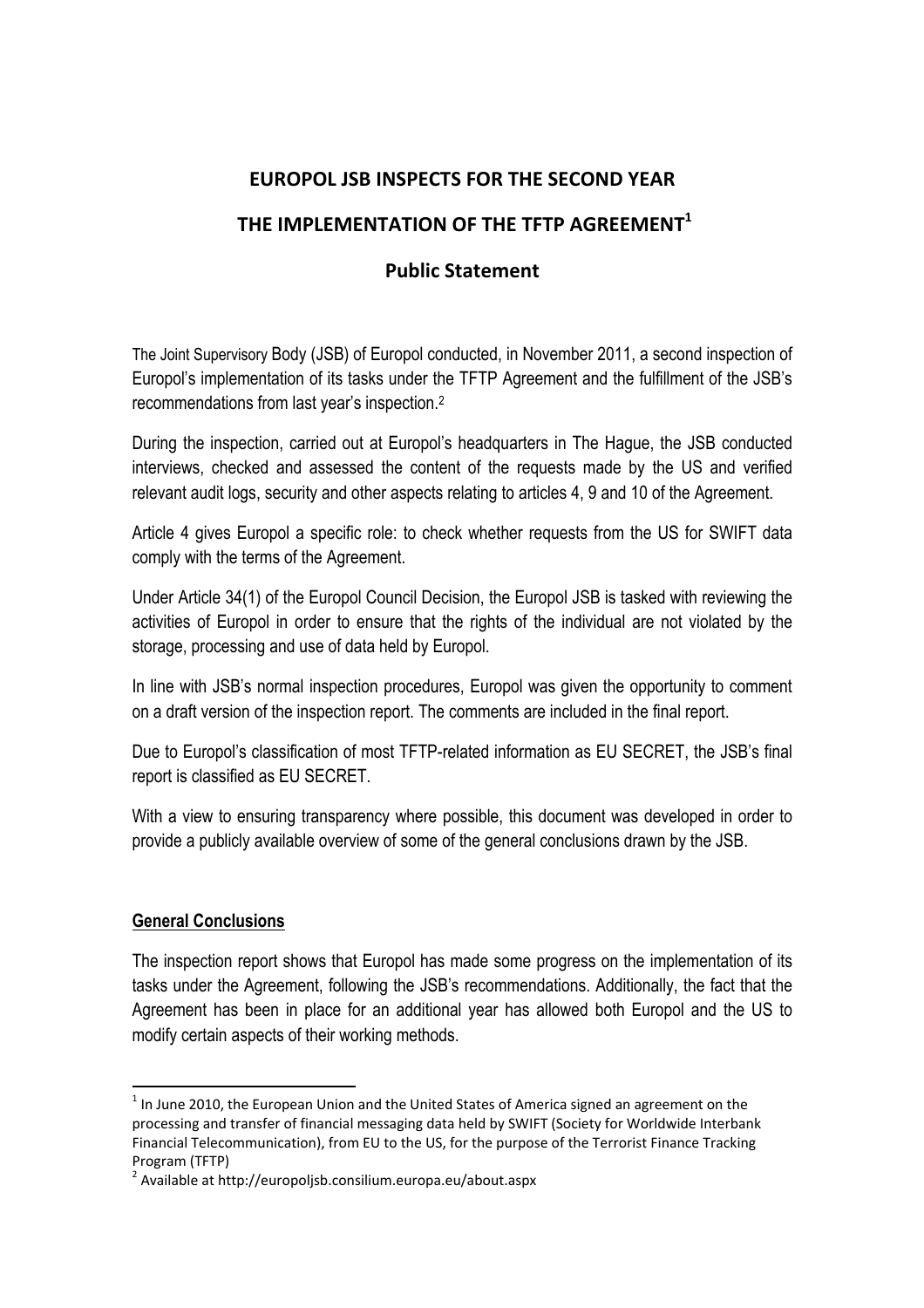# EUROPOL JSB INSPECTS FOR THE SECOND YEAR

# THE IMPLEMENTATION OF THE TFTP AGREEMENT[1]

## Public Statement

The Joint Supervisory Body (JSB) of Europol conducted, in November 2011, a second inspection of Europol's implementation of its tasks under the TFTP Agreement and the fulfillment of the JSB's recommendations from last year's inspection.[2]

During the inspection, carried out at Europol's headquarters in The Hague, the JSB conducted interviews, checked and assessed the content of the requests made by the US and verified relevant audit logs, security and other aspects relating to articles 4, 9 and 10 of the Agreement.

Article 4 gives Europol a specific role: to check whether requests from the US for SWIFT data comply with the terms of the Agreement.

Under Article 34(1) of the Europol Council Decision, the Europol JSB is tasked with reviewing the activities of Europol in order to ensure that the rights of the individual are not violated by the storage, processing and use of data held by Europol.

In line with JSB's normal inspection procedures, Europol was given the opportunity to comment on a draft version of the inspection report. The comments are included in the final report.

Due to Europol's classification of most TFTP-related information as EU SECRET, the JSB's final report is classified as EU SECRET.

With a view to ensuring transparency where possible, this document was developed in order to provide a publicly available overview of some of the general conclusions drawn by the JSB.

**General Conclusions**

The inspection report shows that Europol has made some progress on the implementation of its tasks under the Agreement, following the JSB's recommendations. Additionally, the fact that the Agreement has been in place for an additional year has allowed both Europol and the US to modify certain aspects of their working methods.

---

[1] In June 2010, the European Union and the United States of America signed an agreement on the processing and transfer of financial messaging data held by SWIFT (Society for Worldwide Interbank Financial Telecommunication), from EU to the US, for the purpose of the Terrorist Finance Tracking Program (TFTP)

[2] Available at http://europoljsb.consilium.europa.eu/about.aspx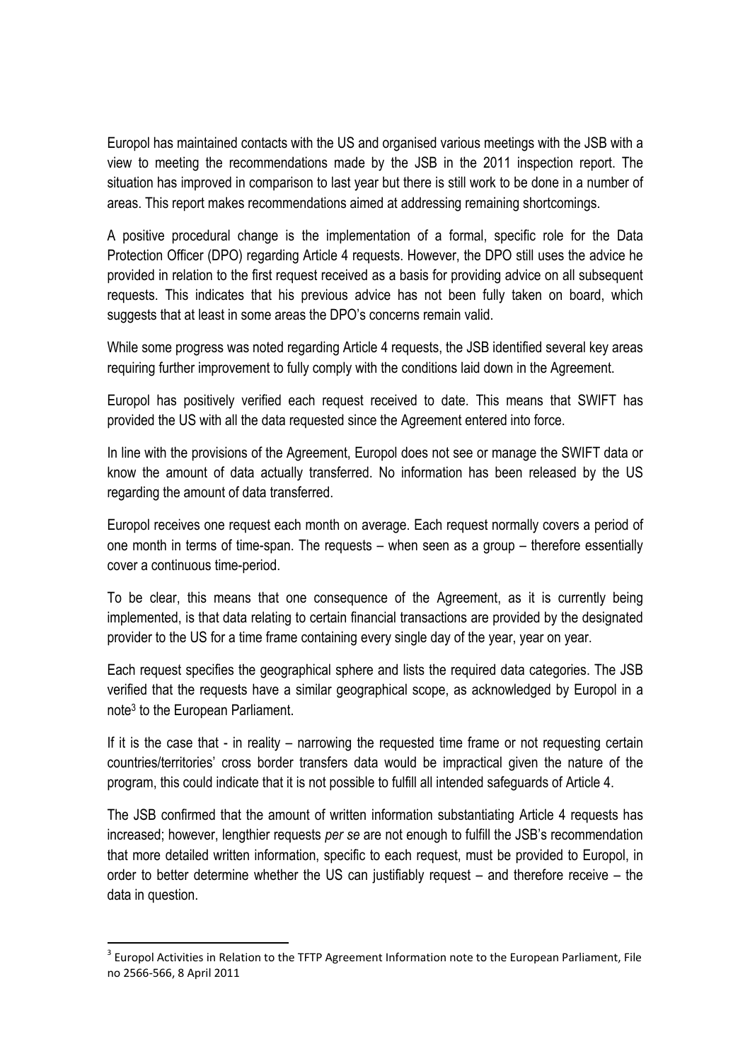Europol has maintained contacts with the US and organised various meetings with the JSB with a view to meeting the recommendations made by the JSB in the 2011 inspection report. The situation has improved in comparison to last year but there is still work to be done in a number of areas. This report makes recommendations aimed at addressing remaining shortcomings.

A positive procedural change is the implementation of a formal, specific role for the Data Protection Officer (DPO) regarding Article 4 requests. However, the DPO still uses the advice he provided in relation to the first request received as a basis for providing advice on all subsequent requests. This indicates that his previous advice has not been fully taken on board, which suggests that at least in some areas the DPO's concerns remain valid.

While some progress was noted regarding Article 4 requests, the JSB identified several key areas requiring further improvement to fully comply with the conditions laid down in the Agreement.

Europol has positively verified each request received to date. This means that SWIFT has provided the US with all the data requested since the Agreement entered into force.

In line with the provisions of the Agreement, Europol does not see or manage the SWIFT data or know the amount of data actually transferred. No information has been released by the US regarding the amount of data transferred.

Europol receives one request each month on average. Each request normally covers a period of one month in terms of time-span. The requests – when seen as a group – therefore essentially cover a continuous time-period.

To be clear, this means that one consequence of the Agreement, as it is currently being implemented, is that data relating to certain financial transactions are provided by the designated provider to the US for a time frame containing every single day of the year, year on year.

Each request specifies the geographical sphere and lists the required data categories. The JSB verified that the requests have a similar geographical scope, as acknowledged by Europol in a note[3] to the European Parliament.

If it is the case that - in reality – narrowing the requested time frame or not requesting certain countries/territories' cross border transfers data would be impractical given the nature of the program, this could indicate that it is not possible to fulfill all intended safeguards of Article 4.

The JSB confirmed that the amount of written information substantiating Article 4 requests has increased; however, lengthier requests *per se* are not enough to fulfill the JSB's recommendation that more detailed written information, specific to each request, must be provided to Europol, in order to better determine whether the US can justifiably request – and therefore receive – the data in question.

---

[3] Europol Activities in Relation to the TFTP Agreement Information note to the European Parliament, File no 2566-566, 8 April 2011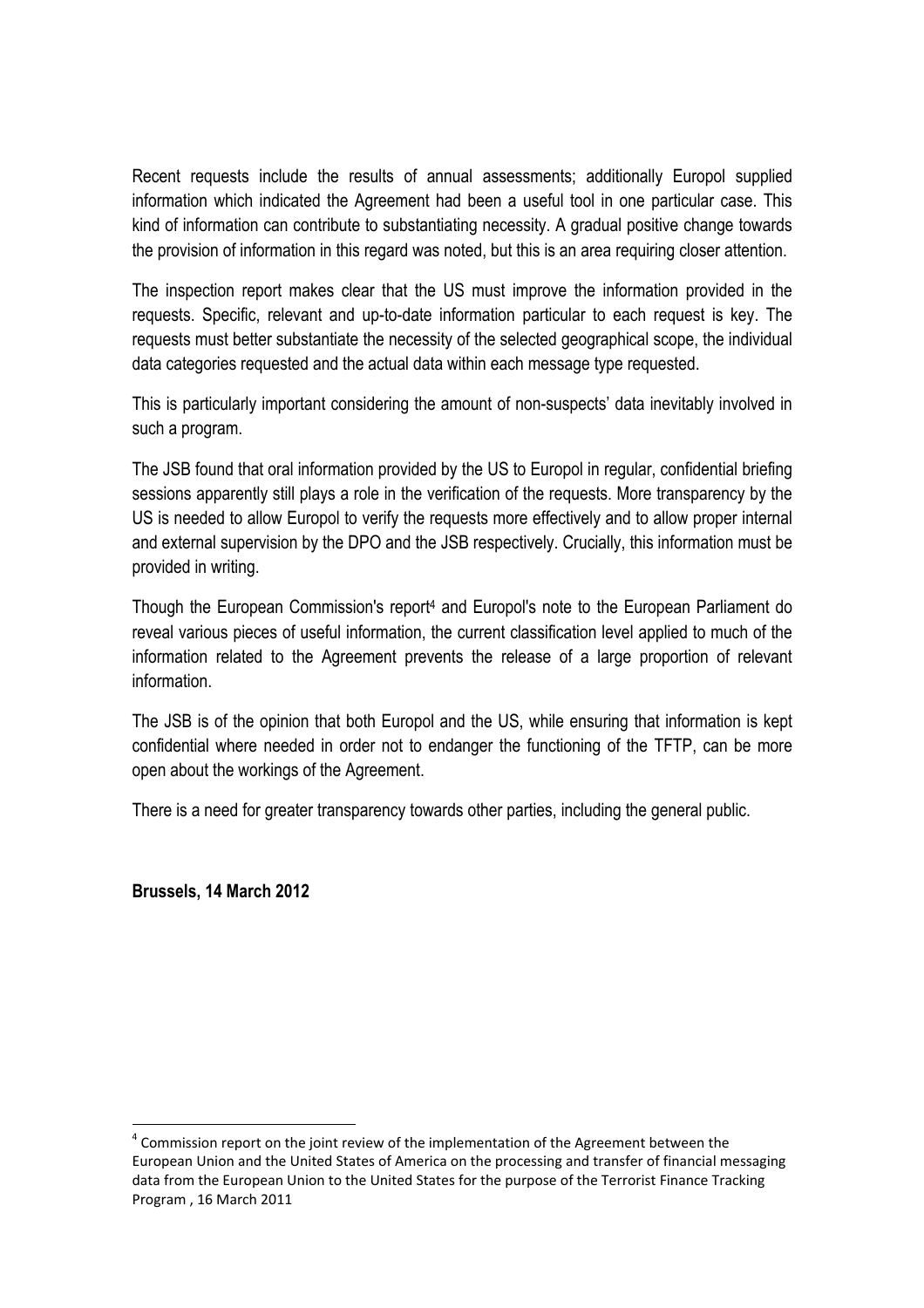Recent requests include the results of annual assessments; additionally Europol supplied information which indicated the Agreement had been a useful tool in one particular case. This kind of information can contribute to substantiating necessity. A gradual positive change towards the provision of information in this regard was noted, but this is an area requiring closer attention.

The inspection report makes clear that the US must improve the information provided in the requests. Specific, relevant and up-to-date information particular to each request is key. The requests must better substantiate the necessity of the selected geographical scope, the individual data categories requested and the actual data within each message type requested.

This is particularly important considering the amount of non-suspects' data inevitably involved in such a program.

The JSB found that oral information provided by the US to Europol in regular, confidential briefing sessions apparently still plays a role in the verification of the requests. More transparency by the US is needed to allow Europol to verify the requests more effectively and to allow proper internal and external supervision by the DPO and the JSB respectively. Crucially, this information must be provided in writing.

Though the European Commission's report[4] and Europol's note to the European Parliament do reveal various pieces of useful information, the current classification level applied to much of the information related to the Agreement prevents the release of a large proportion of relevant information.

The JSB is of the opinion that both Europol and the US, while ensuring that information is kept confidential where needed in order not to endanger the functioning of the TFTP, can be more open about the workings of the Agreement.

There is a need for greater transparency towards other parties, including the general public.

**Brussels, 14 March 2012**

[4] Commission report on the joint review of the implementation of the Agreement between the European Union and the United States of America on the processing and transfer of financial messaging data from the European Union to the United States for the purpose of the Terrorist Finance Tracking Program , 16 March 2011